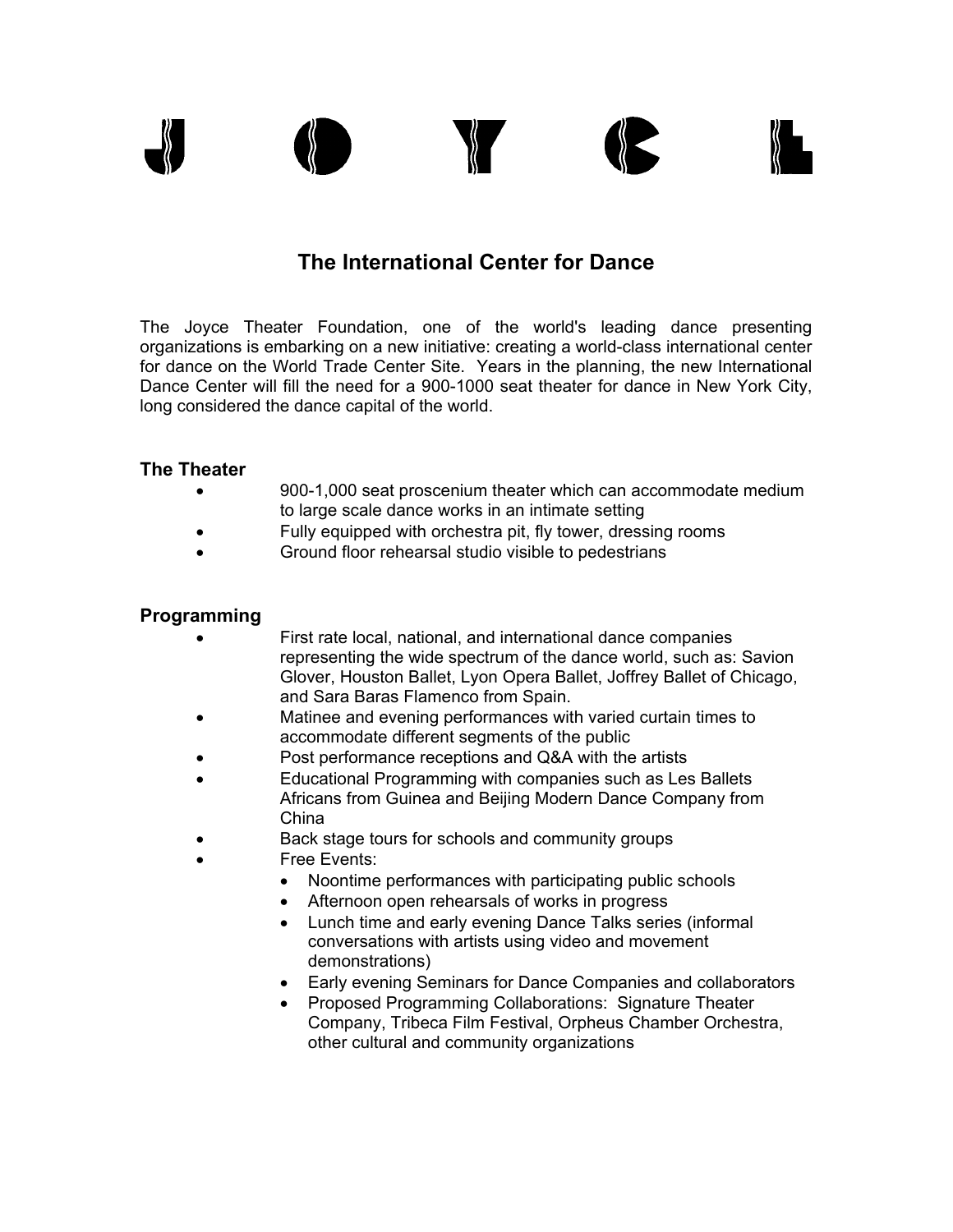# J O Y C E

## The International Center for Dance

The Joyce Theater Foundation, one of the world's leading dance presenting organizations is embarking on a new initiative: creating a world-class international center for dance on the World Trade Center Site. Years in the planning, the new International Dance Center will fill the need for a 900-1000 seat theater for dance in New York City, long considered the dance capital of the world.

### The Theater

- 900-1,000 seat proscenium theater which can accommodate medium to large scale dance works in an intimate setting
- Fully equipped with orchestra pit, fly tower, dressing rooms
- Ground floor rehearsal studio visible to pedestrians

### Programming

- First rate local, national, and international dance companies representing the wide spectrum of the dance world, such as: Savion Glover, Houston Ballet, Lyon Opera Ballet, Joffrey Ballet of Chicago, and Sara Baras Flamenco from Spain.
- Matinee and evening performances with varied curtain times to accommodate different segments of the public
- Post performance receptions and Q&A with the artists
- Educational Programming with companies such as Les Ballets Africans from Guinea and Beijing Modern Dance Company from China
- Back stage tours for schools and community groups
- Free Events:
  - Noontime performances with participating public schools
  - Afternoon open rehearsals of works in progress
  - Lunch time and early evening Dance Talks series (informal conversations with artists using video and movement demonstrations)
  - Early evening Seminars for Dance Companies and collaborators
  - Proposed Programming Collaborations: Signature Theater Company, Tribeca Film Festival, Orpheus Chamber Orchestra, other cultural and community organizations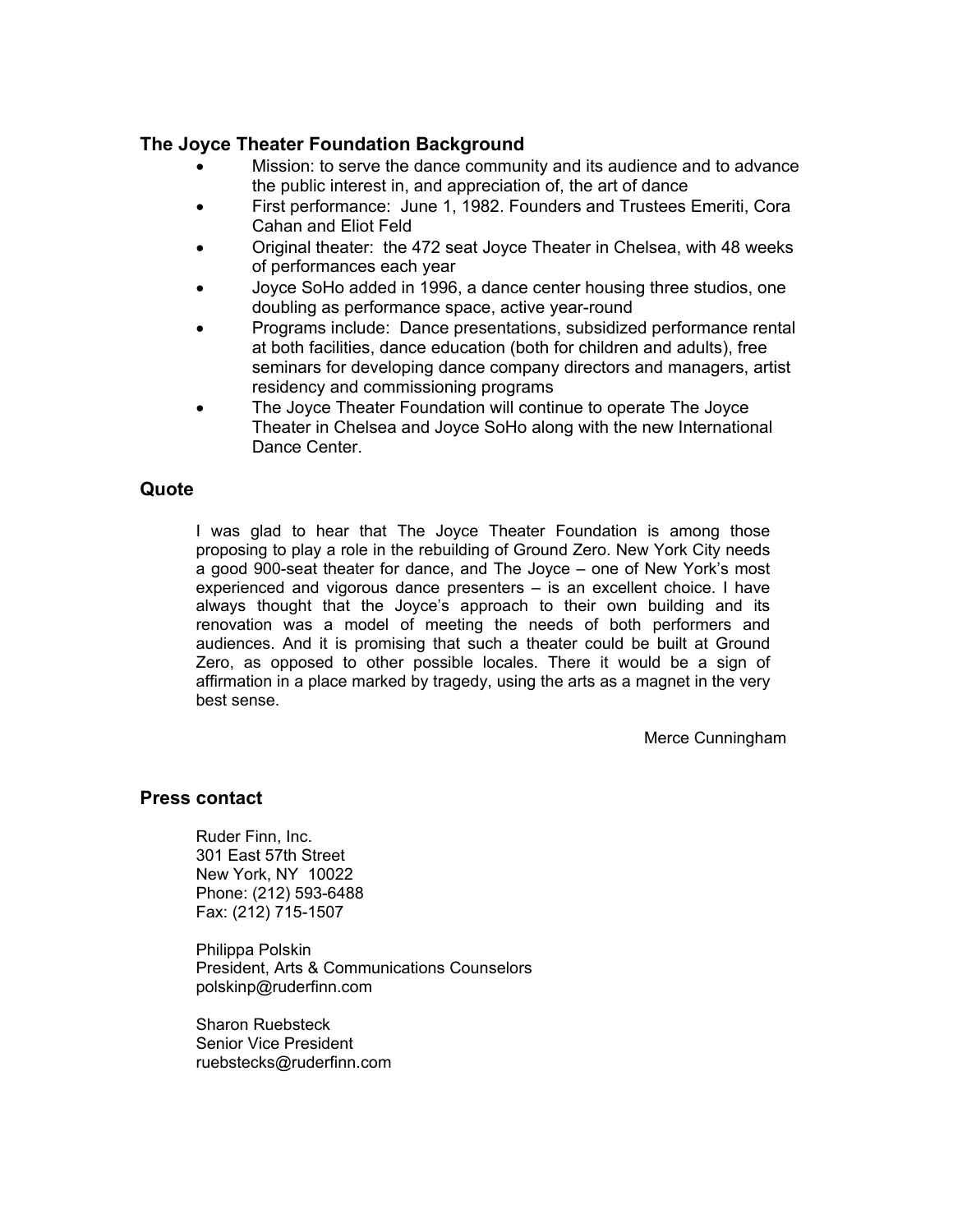## The Joyce Theater Foundation Background

- Mission: to serve the dance community and its audience and to advance the public interest in, and appreciation of, the art of dance
- First performance: June 1, 1982. Founders and Trustees Emeriti, Cora Cahan and Eliot Feld
- Original theater: the 472 seat Joyce Theater in Chelsea, with 48 weeks of performances each year
- Joyce SoHo added in 1996, a dance center housing three studios, one doubling as performance space, active year-round
- Programs include: Dance presentations, subsidized performance rental at both facilities, dance education (both for children and adults), free seminars for developing dance company directors and managers, artist residency and commissioning programs
- The Joyce Theater Foundation will continue to operate The Joyce Theater in Chelsea and Joyce SoHo along with the new International Dance Center.

## Quote

I was glad to hear that The Joyce Theater Foundation is among those proposing to play a role in the rebuilding of Ground Zero. New York City needs a good 900-seat theater for dance, and The Joyce – one of New York's most experienced and vigorous dance presenters – is an excellent choice. I have always thought that the Joyce's approach to their own building and its renovation was a model of meeting the needs of both performers and audiences. And it is promising that such a theater could be built at Ground Zero, as opposed to other possible locales. There it would be a sign of affirmation in a place marked by tragedy, using the arts as a magnet in the very best sense.

Merce Cunningham

## Press contact

Ruder Finn, Inc.
301 East 57th Street
New York, NY 10022
Phone: (212) 593-6488
Fax: (212) 715-1507

Philippa Polskin
President, Arts & Communications Counselors
polskinp@ruderfinn.com

Sharon Ruebsteck
Senior Vice President
ruebstecks@ruderfinn.com